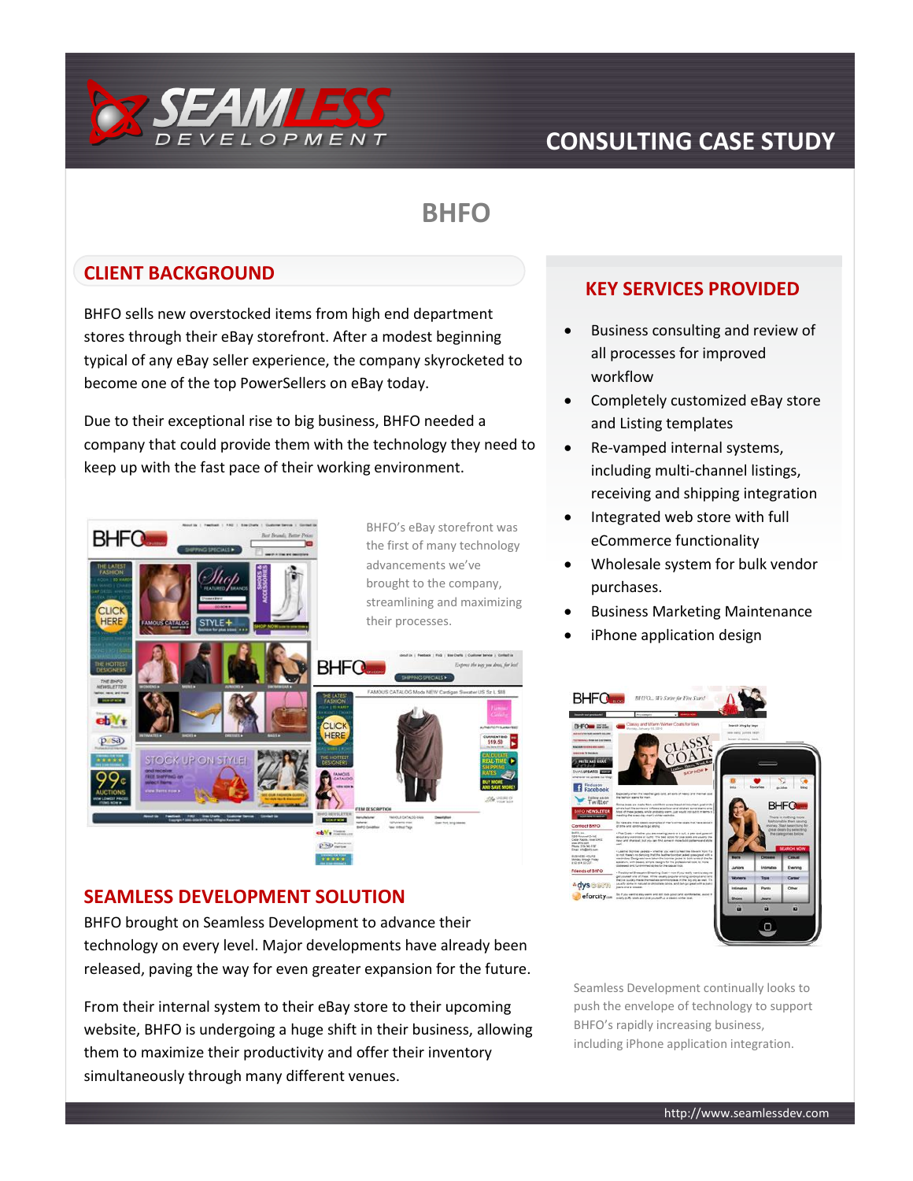# CONSULTING CASE STUDY

## BHFO

## CLIENT BACKGROUND

BHFO sells new overstocked items from high end department stores through their eBay storefront. After a modest beginning typical of any eBay seller experience, the company skyrocketed to become one of the top PowerSellers on eBay today.

Due to their exceptional rise to big business, BHFO needed a company that could provide them with the technology they need to keep up with the fast pace of their working environment.

BHFO's eBay storefront was the first of many technology advancements we've brought to the company, streamlining and maximizing their processes.

## SEAMLESS DEVELOPMENT SOLUTION

BHFO brought on Seamless Development to advance their technology on every level. Major developments have already been released, paving the way for even greater expansion for the future.

From their internal system to their eBay store to their upcoming website, BHFO is undergoing a huge shift in their business, allowing them to maximize their productivity and offer their inventory simultaneously through many different venues.

## KEY SERVICES PROVIDED

- Business consulting and review of all processes for improved workflow
- Completely customized eBay store and Listing templates
- Re-vamped internal systems, including multi-channel listings, receiving and shipping integration
- Integrated web store with full eCommerce functionality
- Wholesale system for bulk vendor purchases.
- Business Marketing Maintenance
- iPhone application design

Seamless Development continually looks to push the envelope of technology to support BHFO's rapidly increasing business, including iPhone application integration.

http://www.seamlessdev.com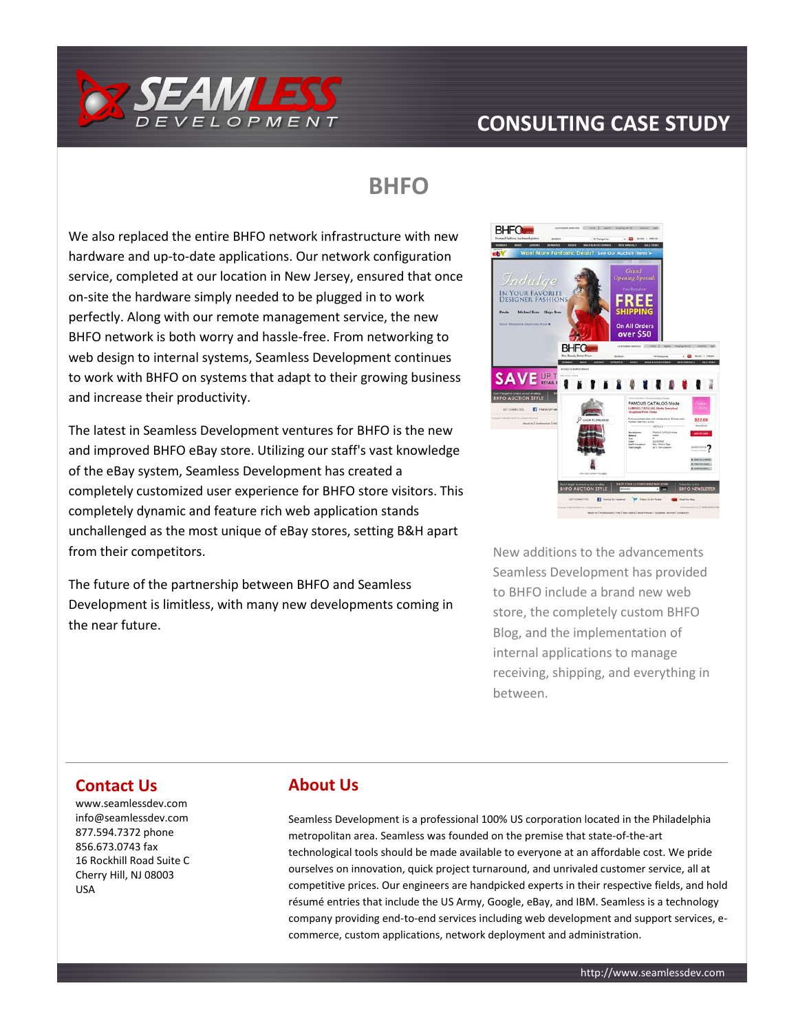# CONSULTING CASE STUDY

## BHFO

We also replaced the entire BHFO network infrastructure with new hardware and up-to-date applications. Our network configuration service, completed at our location in New Jersey, ensured that once on-site the hardware simply needed to be plugged in to work perfectly. Along with our remote management service, the new BHFO network is both worry and hassle-free. From networking to web design to internal systems, Seamless Development continues to work with BHFO on systems that adapt to their growing business and increase their productivity.

The latest in Seamless Development ventures for BHFO is the new and improved BHFO eBay store. Utilizing our staff's vast knowledge of the eBay system, Seamless Development has created a completely customized user experience for BHFO store visitors. This completely dynamic and feature rich web application stands unchallenged as the most unique of eBay stores, setting B&H apart from their competitors.

The future of the partnership between BHFO and Seamless Development is limitless, with many new developments coming in the near future.

New additions to the advancements Seamless Development has provided to BHFO include a brand new web store, the completely custom BHFO Blog, and the implementation of internal applications to manage receiving, shipping, and everything in between.

---

## Contact Us

www.seamlessdev.com
info@seamlessdev.com
877.594.7372 phone
856.673.0743 fax
16 Rockhill Road Suite C
Cherry Hill, NJ 08003
USA

## About Us

Seamless Development is a professional 100% US corporation located in the Philadelphia metropolitan area. Seamless was founded on the premise that state-of-the-art technological tools should be made available to everyone at an affordable cost. We pride ourselves on innovation, quick project turnaround, and unrivaled customer service, all at competitive prices. Our engineers are handpicked experts in their respective fields, and hold résumé entries that include the US Army, Google, eBay, and IBM. Seamless is a technology company providing end-to-end services including web development and support services, e-commerce, custom applications, network deployment and administration.

http://www.seamlessdev.com